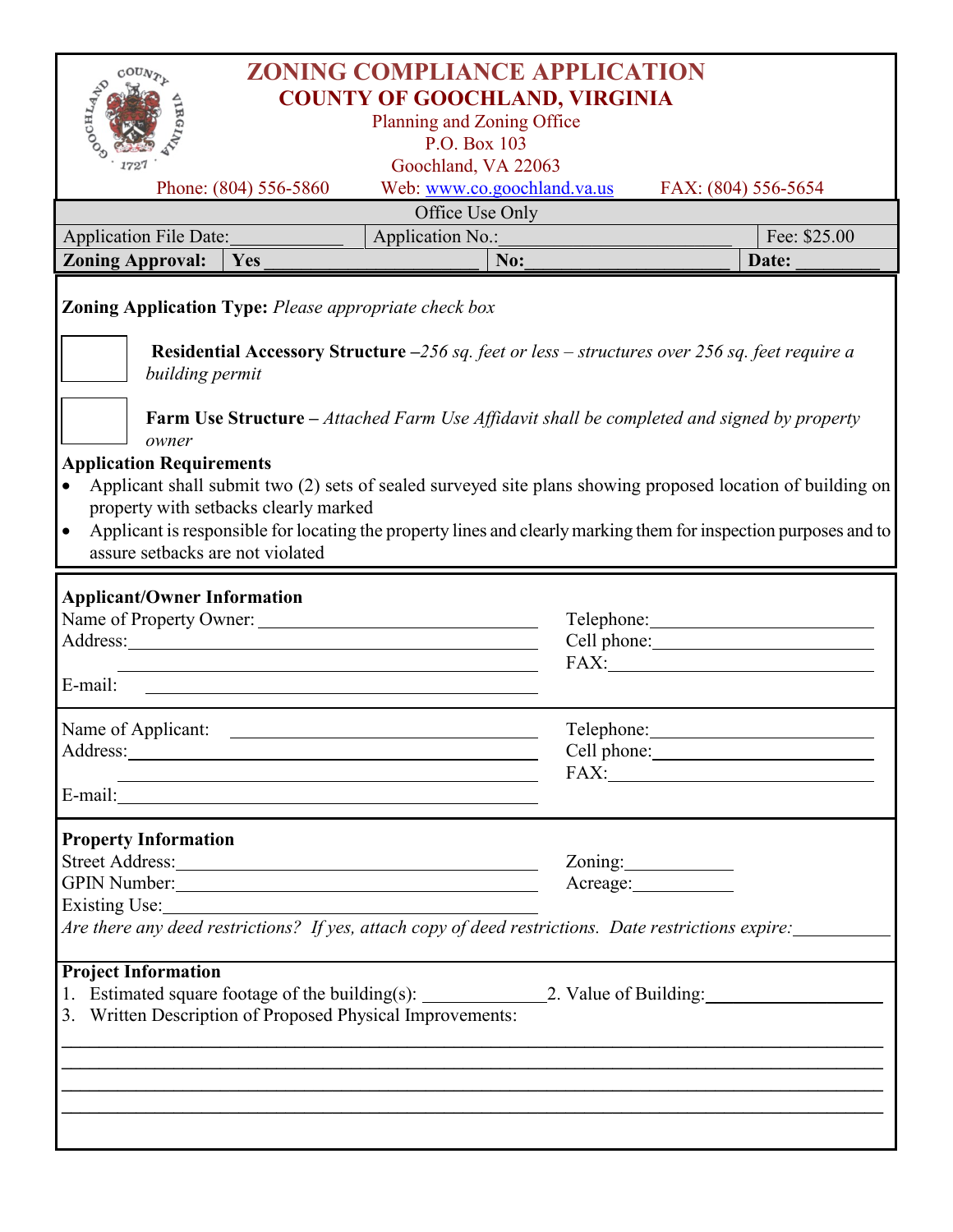# ZONING COMPLIANCE APPLICATION
## COUNTY OF GOOCHLAND, VIRGINIA

Planning and Zoning Office
P.O. Box 103
Goochland, VA 22063

Phone: (804) 556-5860 Web: www.co.goochland.va.us FAX: (804) 556-5654

| Office Use Only | | | |
|---|---|---|---|
| Application File Date:____________ | Application No.:______________________ | | Fee: $25.00 |
| **Zoning Approval:** | **Yes** ____________________ | **No:**____________________ | **Date:** _________ |

**Zoning Application Type:** *Please appropriate check box*

☐ **Residential Accessory Structure** *–256 sq. feet or less – structures over 256 sq. feet require a building permit*

☐ **Farm Use Structure –** *Attached Farm Use Affidavit shall be completed and signed by property owner*

**Application Requirements**

- Applicant shall submit two (2) sets of sealed surveyed site plans showing proposed location of building on property with setbacks clearly marked
- Applicant is responsible for locating the property lines and clearly marking them for inspection purposes and to assure setbacks are not violated

**Applicant/Owner Information**

Name of Property Owner: ______________________________ Telephone:______________________
Address:______________________________________ Cell phone:______________________
______________________________________ FAX:__________________________
E-mail: ______________________________________

Name of Applicant: ______________________________ Telephone:______________________
Address:______________________________________ Cell phone:______________________
______________________________________ FAX:__________________________
E-mail:______________________________________

**Property Information**

Street Address:______________________________________ Zoning:___________
GPIN Number:______________________________________ Acreage:___________
Existing Use:______________________________________

*Are there any deed restrictions? If yes, attach copy of deed restrictions. Date restrictions expire:*__________

**Project Information**

1. Estimated square footage of the building(s): _____________ 2. Value of Building:__________________
3. Written Description of Proposed Physical Improvements:

______________________________________________________________________________
______________________________________________________________________________
______________________________________________________________________________
______________________________________________________________________________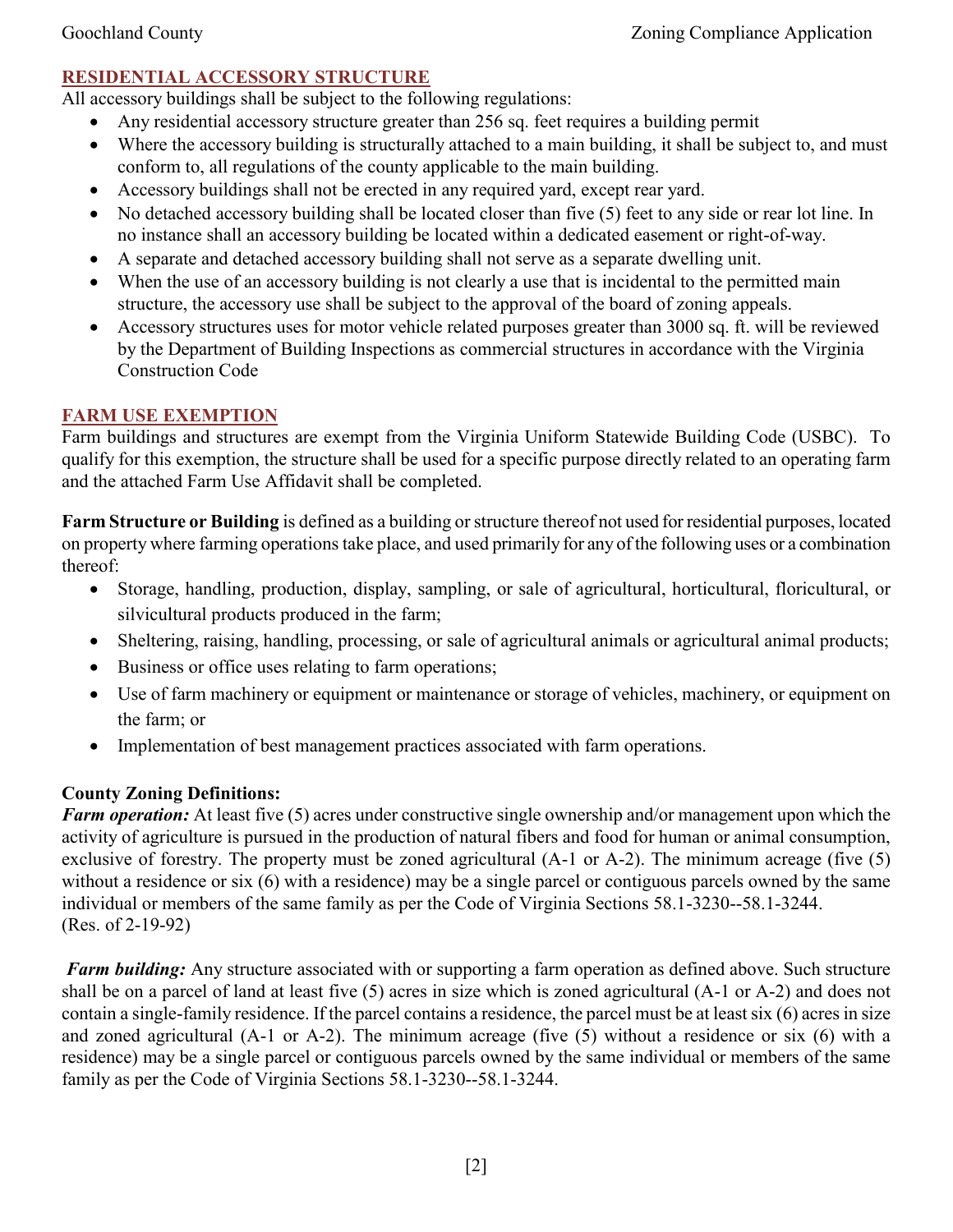## RESIDENTIAL ACCESSORY STRUCTURE

All accessory buildings shall be subject to the following regulations:

- Any residential accessory structure greater than 256 sq. feet requires a building permit
- Where the accessory building is structurally attached to a main building, it shall be subject to, and must conform to, all regulations of the county applicable to the main building.
- Accessory buildings shall not be erected in any required yard, except rear yard.
- No detached accessory building shall be located closer than five (5) feet to any side or rear lot line. In no instance shall an accessory building be located within a dedicated easement or right-of-way.
- A separate and detached accessory building shall not serve as a separate dwelling unit.
- When the use of an accessory building is not clearly a use that is incidental to the permitted main structure, the accessory use shall be subject to the approval of the board of zoning appeals.
- Accessory structures uses for motor vehicle related purposes greater than 3000 sq. ft. will be reviewed by the Department of Building Inspections as commercial structures in accordance with the Virginia Construction Code

## FARM USE EXEMPTION

Farm buildings and structures are exempt from the Virginia Uniform Statewide Building Code (USBC). To qualify for this exemption, the structure shall be used for a specific purpose directly related to an operating farm and the attached Farm Use Affidavit shall be completed.

**Farm Structure or Building** is defined as a building or structure thereof not used for residential purposes, located on property where farming operations take place, and used primarily for any of the following uses or a combination thereof:

- Storage, handling, production, display, sampling, or sale of agricultural, horticultural, floricultural, or silvicultural products produced in the farm;
- Sheltering, raising, handling, processing, or sale of agricultural animals or agricultural animal products;
- Business or office uses relating to farm operations;
- Use of farm machinery or equipment or maintenance or storage of vehicles, machinery, or equipment on the farm; or
- Implementation of best management practices associated with farm operations.

**County Zoning Definitions:**

***Farm operation:*** At least five (5) acres under constructive single ownership and/or management upon which the activity of agriculture is pursued in the production of natural fibers and food for human or animal consumption, exclusive of forestry. The property must be zoned agricultural (A-1 or A-2). The minimum acreage (five (5) without a residence or six (6) with a residence) may be a single parcel or contiguous parcels owned by the same individual or members of the same family as per the Code of Virginia Sections 58.1-3230--58.1-3244.
(Res. of 2-19-92)

***Farm building:*** Any structure associated with or supporting a farm operation as defined above. Such structure shall be on a parcel of land at least five (5) acres in size which is zoned agricultural (A-1 or A-2) and does not contain a single-family residence. If the parcel contains a residence, the parcel must be at least six (6) acres in size and zoned agricultural (A-1 or A-2). The minimum acreage (five (5) without a residence or six (6) with a residence) may be a single parcel or contiguous parcels owned by the same individual or members of the same family as per the Code of Virginia Sections 58.1-3230--58.1-3244.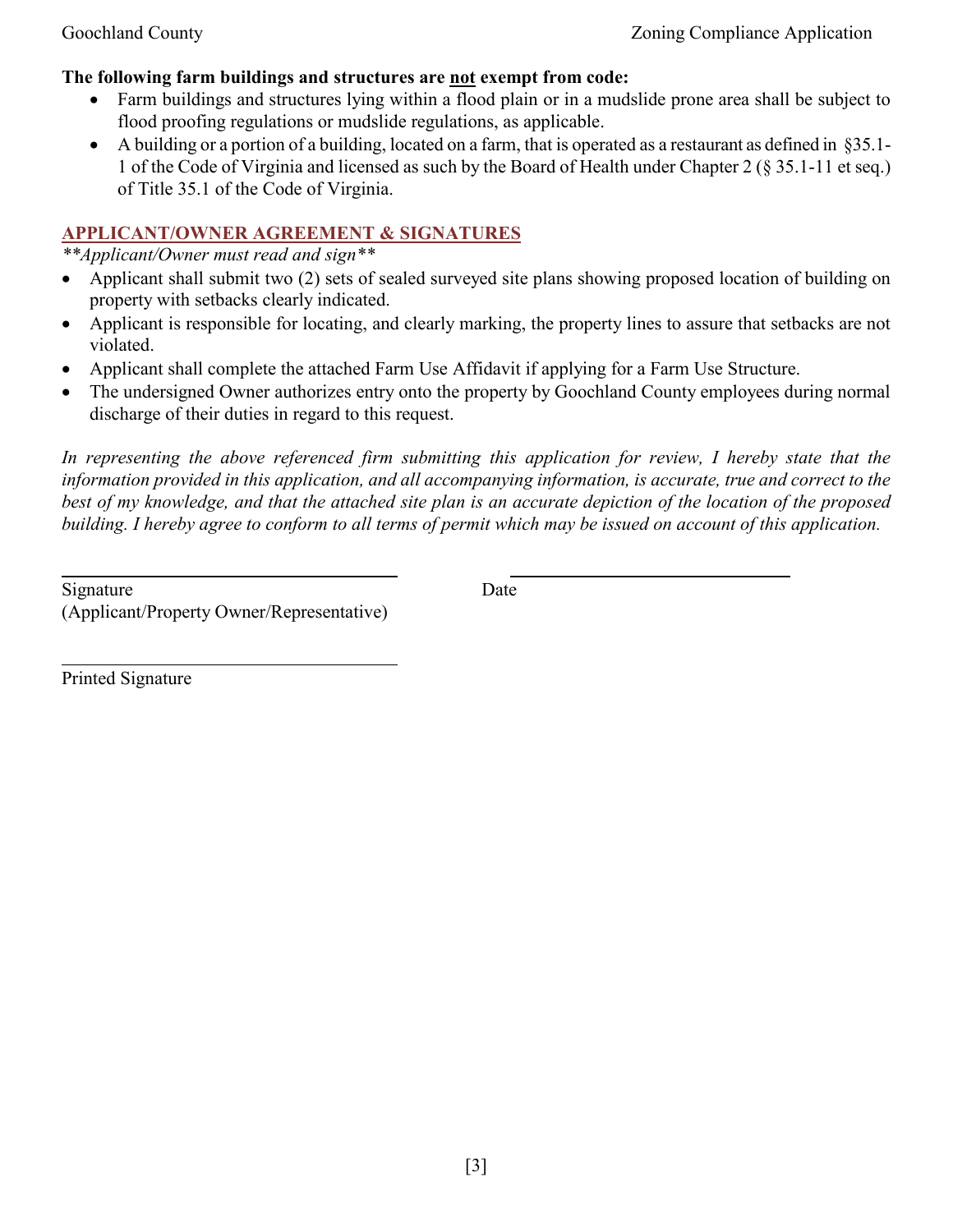**The following farm buildings and structures are not exempt from code:**

- Farm buildings and structures lying within a flood plain or in a mudslide prone area shall be subject to flood proofing regulations or mudslide regulations, as applicable.
- A building or a portion of a building, located on a farm, that is operated as a restaurant as defined in §35.1-1 of the Code of Virginia and licensed as such by the Board of Health under Chapter 2 (§ 35.1-11 et seq.) of Title 35.1 of the Code of Virginia.

## APPLICANT/OWNER AGREEMENT & SIGNATURES

***\*Applicant/Owner must read and sign\****

- Applicant shall submit two (2) sets of sealed surveyed site plans showing proposed location of building on property with setbacks clearly indicated.
- Applicant is responsible for locating, and clearly marking, the property lines to assure that setbacks are not violated.
- Applicant shall complete the attached Farm Use Affidavit if applying for a Farm Use Structure.
- The undersigned Owner authorizes entry onto the property by Goochland County employees during normal discharge of their duties in regard to this request.

*In representing the above referenced firm submitting this application for review, I hereby state that the information provided in this application, and all accompanying information, is accurate, true and correct to the best of my knowledge, and that the attached site plan is an accurate depiction of the location of the proposed building. I hereby agree to conform to all terms of permit which may be issued on account of this application.*

\_\_\_\_\_\_\_\_\_\_\_\_\_\_\_\_\_\_\_\_\_\_\_\_\_\_\_\_\_\_\_\_\_\_\_\_ \_\_\_\_\_\_\_\_\_\_\_\_\_\_\_\_\_\_\_\_\_\_\_\_\_\_\_\_\_\_

Signature (Applicant/Property Owner/Representative) Date

\_\_\_\_\_\_\_\_\_\_\_\_\_\_\_\_\_\_\_\_\_\_\_\_\_\_\_\_\_\_\_\_\_\_\_\_

Printed Signature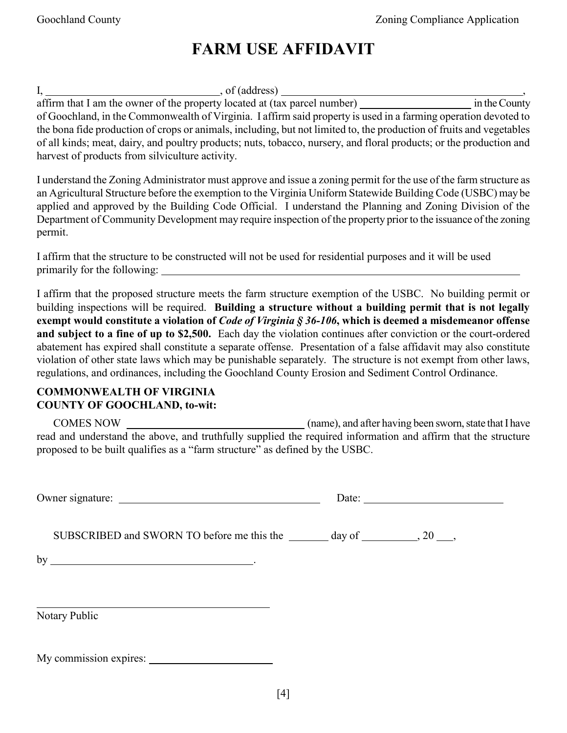# FARM USE AFFIDAVIT

I, ______________________________, of (address) ____________________________________________, affirm that I am the owner of the property located at (tax parcel number) ____________________ in the County of Goochland, in the Commonwealth of Virginia. I affirm said property is used in a farming operation devoted to the bona fide production of crops or animals, including, but not limited to, the production of fruits and vegetables of all kinds; meat, dairy, and poultry products; nuts, tobacco, nursery, and floral products; or the production and harvest of products from silviculture activity.

I understand the Zoning Administrator must approve and issue a zoning permit for the use of the farm structure as an Agricultural Structure before the exemption to the Virginia Uniform Statewide Building Code (USBC) may be applied and approved by the Building Code Official. I understand the Planning and Zoning Division of the Department of Community Development may require inspection of the property prior to the issuance of the zoning permit.

I affirm that the structure to be constructed will not be used for residential purposes and it will be used primarily for the following: ____________________________________________________________________

I affirm that the proposed structure meets the farm structure exemption of the USBC. No building permit or building inspections will be required. **Building a structure without a building permit that is not legally exempt would constitute a violation of *Code of Virginia § 36-106*, which is deemed a misdemeanor offense and subject to a fine of up to $2,500.** Each day the violation continues after conviction or the court-ordered abatement has expired shall constitute a separate offense. Presentation of a false affidavit may also constitute violation of other state laws which may be punishable separately. The structure is not exempt from other laws, regulations, and ordinances, including the Goochland County Erosion and Sediment Control Ordinance.

**COMMONWEALTH OF VIRGINIA**
**COUNTY OF GOOCHLAND, to-wit:**

COMES NOW ________________________________ (name), and after having been sworn, state that I have read and understand the above, and truthfully supplied the required information and affirm that the structure proposed to be built qualifies as a "farm structure" as defined by the USBC.

Owner signature: ____________________________________ Date: __________________________

SUBSCRIBED and SWORN TO before me this the _______ day of __________, 20 ___,

by ____________________________________.

____________________________________________
Notary Public

My commission expires: ______________________